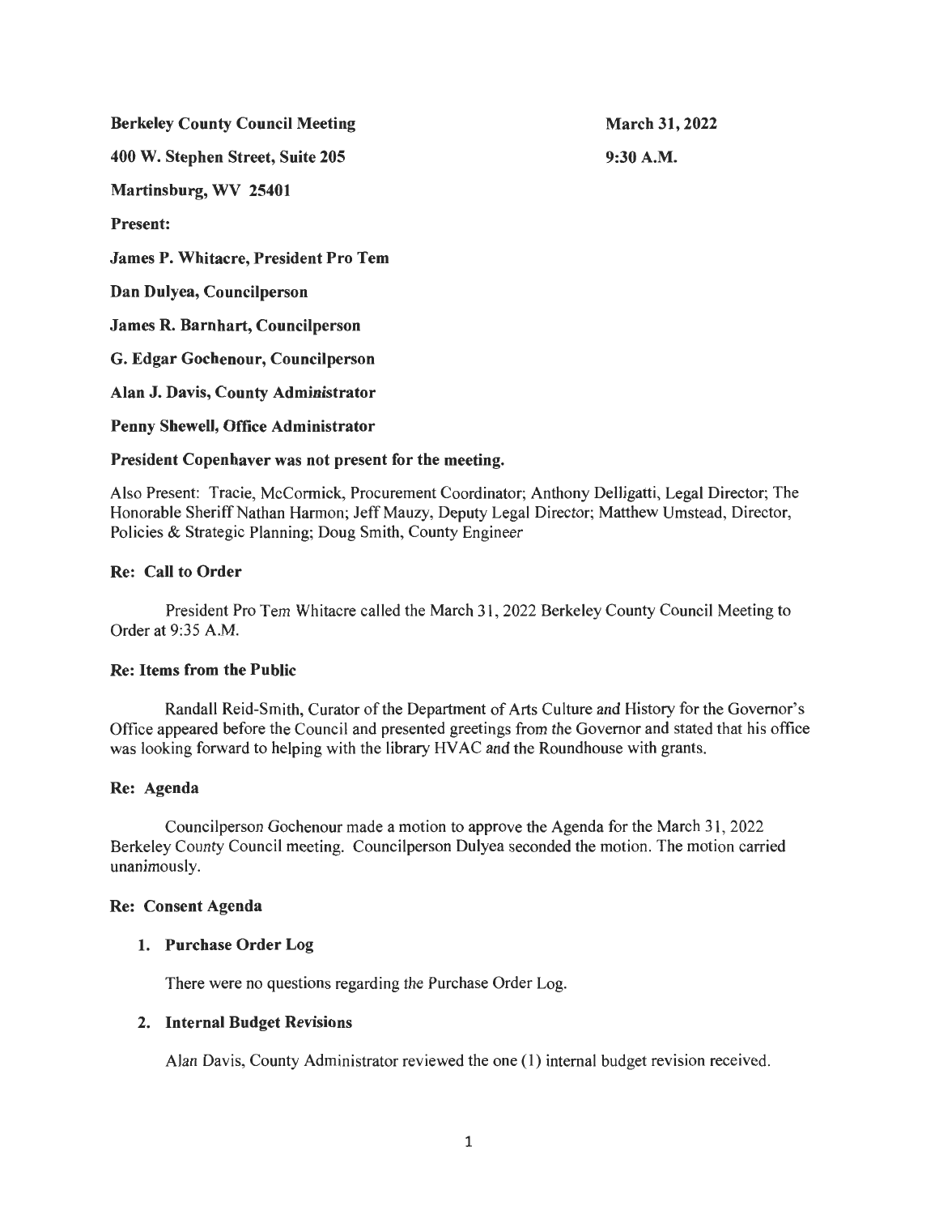**Berkeley County Council Meeting** **March 31, 2022**

**400 W. Stephen Street, Suite 205** **9:30 A.M.**

**Martinsburg, WV 25401**

**Present:**

**James P. Whitacre, President Pro Tem**

**Dan Dulyea, Councilperson**

**James R. Barnhart, Councilperson**

**G. Edgar Gochenour, Councilperson**

**Alan J. Davis, County Administrator**

**Penny Shewell, Office Administrator**

**President Copenhaver was not present for the meeting.**

Also Present: Tracie, McCormick, Procurement Coordinator; Anthony Delligatti, Legal Director; The Honorable Sheriff Nathan Harmon; Jeff Mauzy, Deputy Legal Director; Matthew Umstead, Director, Policies & Strategic Planning; Doug Smith, County Engineer

**Re: Call to Order**

President Pro Tem Whitacre called the March 31, 2022 Berkeley County Council Meeting to Order at 9:35 A.M.

**Re: Items from the Public**

Randall Reid-Smith, Curator of the Department of Arts Culture and History for the Governor's Office appeared before the Council and presented greetings from the Governor and stated that his office was looking forward to helping with the library HVAC and the Roundhouse with grants.

**Re: Agenda**

Councilperson Gochenour made a motion to approve the Agenda for the March 31, 2022 Berkeley County Council meeting. Councilperson Dulyea seconded the motion. The motion carried unanimously.

**Re: Consent Agenda**

1. **Purchase Order Log**

   There were no questions regarding the Purchase Order Log.

2. **Internal Budget Revisions**

   Alan Davis, County Administrator reviewed the one (1) internal budget revision received.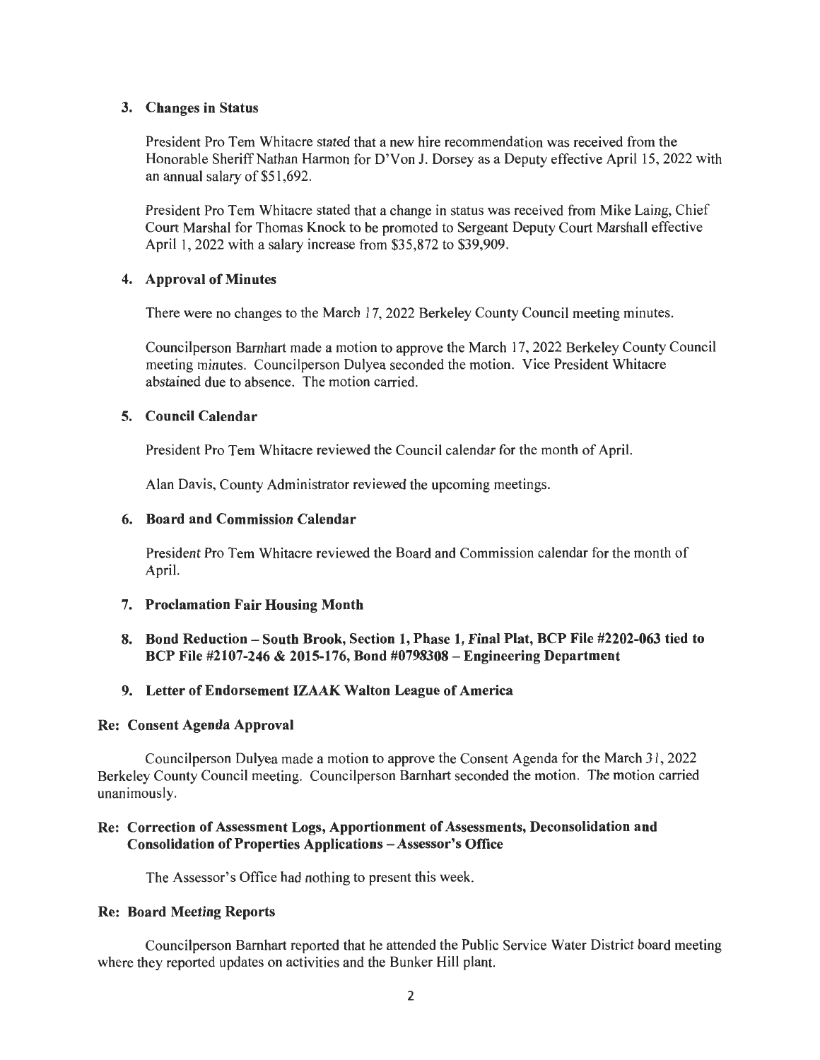### 3. Changes in Status

President Pro Tem Whitacre stated that a new hire recommendation was received from the Honorable Sheriff Nathan Harmon for D'Von J. Dorsey as a Deputy effective April 15, 2022 with an annual salary of $51,692.

President Pro Tem Whitacre stated that a change in status was received from Mike Laing, Chief Court Marshal for Thomas Knock to be promoted to Sergeant Deputy Court Marshall effective April 1, 2022 with a salary increase from $35,872 to $39,909.

### 4. Approval of Minutes

There were no changes to the March 17, 2022 Berkeley County Council meeting minutes.

Councilperson Barnhart made a motion to approve the March 17, 2022 Berkeley County Council meeting minutes. Councilperson Dulyea seconded the motion. Vice President Whitacre abstained due to absence. The motion carried.

### 5. Council Calendar

President Pro Tem Whitacre reviewed the Council calendar for the month of April.

Alan Davis, County Administrator reviewed the upcoming meetings.

### 6. Board and Commission Calendar

President Pro Tem Whitacre reviewed the Board and Commission calendar for the month of April.

### 7. Proclamation Fair Housing Month

### 8. Bond Reduction – South Brook, Section 1, Phase 1, Final Plat, BCP File #2202-063 tied to BCP File #2107-246 & 2015-176, Bond #0798308 – Engineering Department

### 9. Letter of Endorsement IZAAK Walton League of America

## Re: Consent Agenda Approval

Councilperson Dulyea made a motion to approve the Consent Agenda for the March 31, 2022 Berkeley County Council meeting. Councilperson Barnhart seconded the motion. The motion carried unanimously.

## Re: Correction of Assessment Logs, Apportionment of Assessments, Deconsolidation and Consolidation of Properties Applications – Assessor's Office

The Assessor's Office had nothing to present this week.

## Re: Board Meeting Reports

Councilperson Barnhart reported that he attended the Public Service Water District board meeting where they reported updates on activities and the Bunker Hill plant.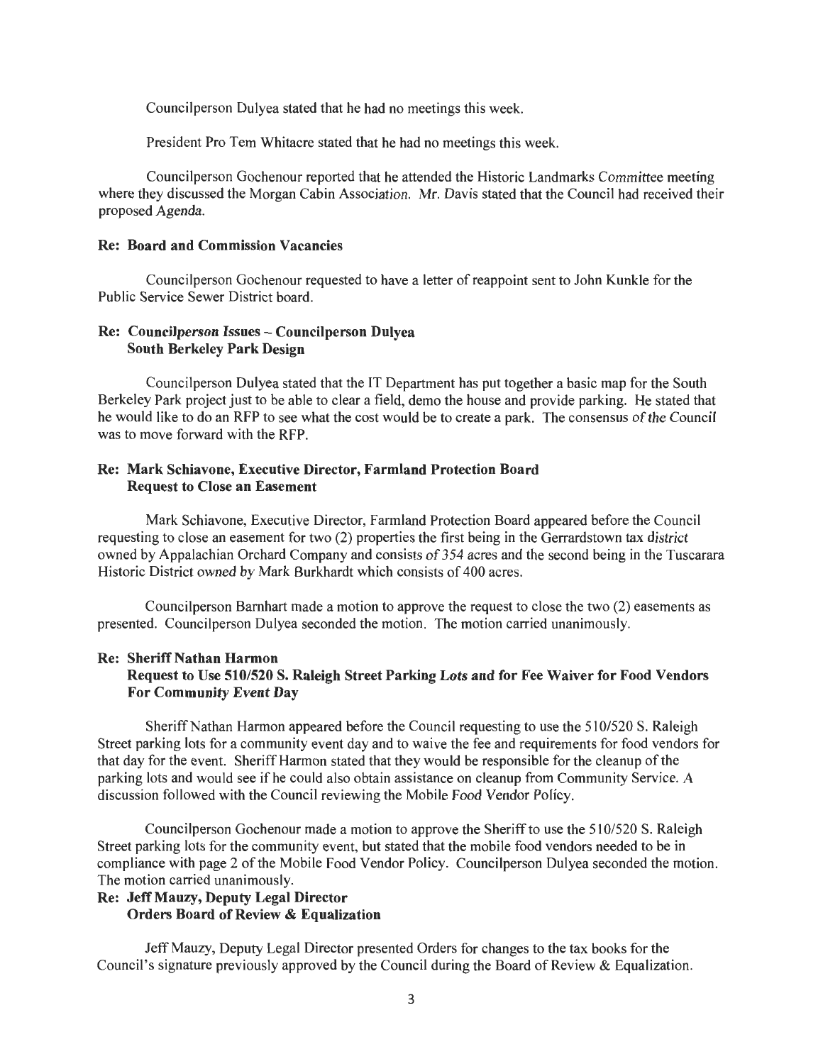Councilperson Dulyea stated that he had no meetings this week.

President Pro Tem Whitacre stated that he had no meetings this week.

Councilperson Gochenour reported that he attended the Historic Landmarks Committee meeting where they discussed the Morgan Cabin Association. Mr. Davis stated that the Council had received their proposed Agenda.

**Re: Board and Commission Vacancies**

Councilperson Gochenour requested to have a letter of reappoint sent to John Kunkle for the Public Service Sewer District board.

**Re: Councilperson Issues – Councilperson Dulyea**
**South Berkeley Park Design**

Councilperson Dulyea stated that the IT Department has put together a basic map for the South Berkeley Park project just to be able to clear a field, demo the house and provide parking. He stated that he would like to do an RFP to see what the cost would be to create a park. The consensus of the Council was to move forward with the RFP.

**Re: Mark Schiavone, Executive Director, Farmland Protection Board**
**Request to Close an Easement**

Mark Schiavone, Executive Director, Farmland Protection Board appeared before the Council requesting to close an easement for two (2) properties the first being in the Gerrardstown tax district owned by Appalachian Orchard Company and consists of 354 acres and the second being in the Tuscarara Historic District owned by Mark Burkhardt which consists of 400 acres.

Councilperson Barnhart made a motion to approve the request to close the two (2) easements as presented. Councilperson Dulyea seconded the motion. The motion carried unanimously.

**Re: Sheriff Nathan Harmon**
**Request to Use 510/520 S. Raleigh Street Parking Lots and for Fee Waiver for Food Vendors For Community Event Day**

Sheriff Nathan Harmon appeared before the Council requesting to use the 510/520 S. Raleigh Street parking lots for a community event day and to waive the fee and requirements for food vendors for that day for the event. Sheriff Harmon stated that they would be responsible for the cleanup of the parking lots and would see if he could also obtain assistance on cleanup from Community Service. A discussion followed with the Council reviewing the Mobile Food Vendor Policy.

Councilperson Gochenour made a motion to approve the Sheriff to use the 510/520 S. Raleigh Street parking lots for the community event, but stated that the mobile food vendors needed to be in compliance with page 2 of the Mobile Food Vendor Policy. Councilperson Dulyea seconded the motion. The motion carried unanimously.

**Re: Jeff Mauzy, Deputy Legal Director**
**Orders Board of Review & Equalization**

Jeff Mauzy, Deputy Legal Director presented Orders for changes to the tax books for the Council's signature previously approved by the Council during the Board of Review & Equalization.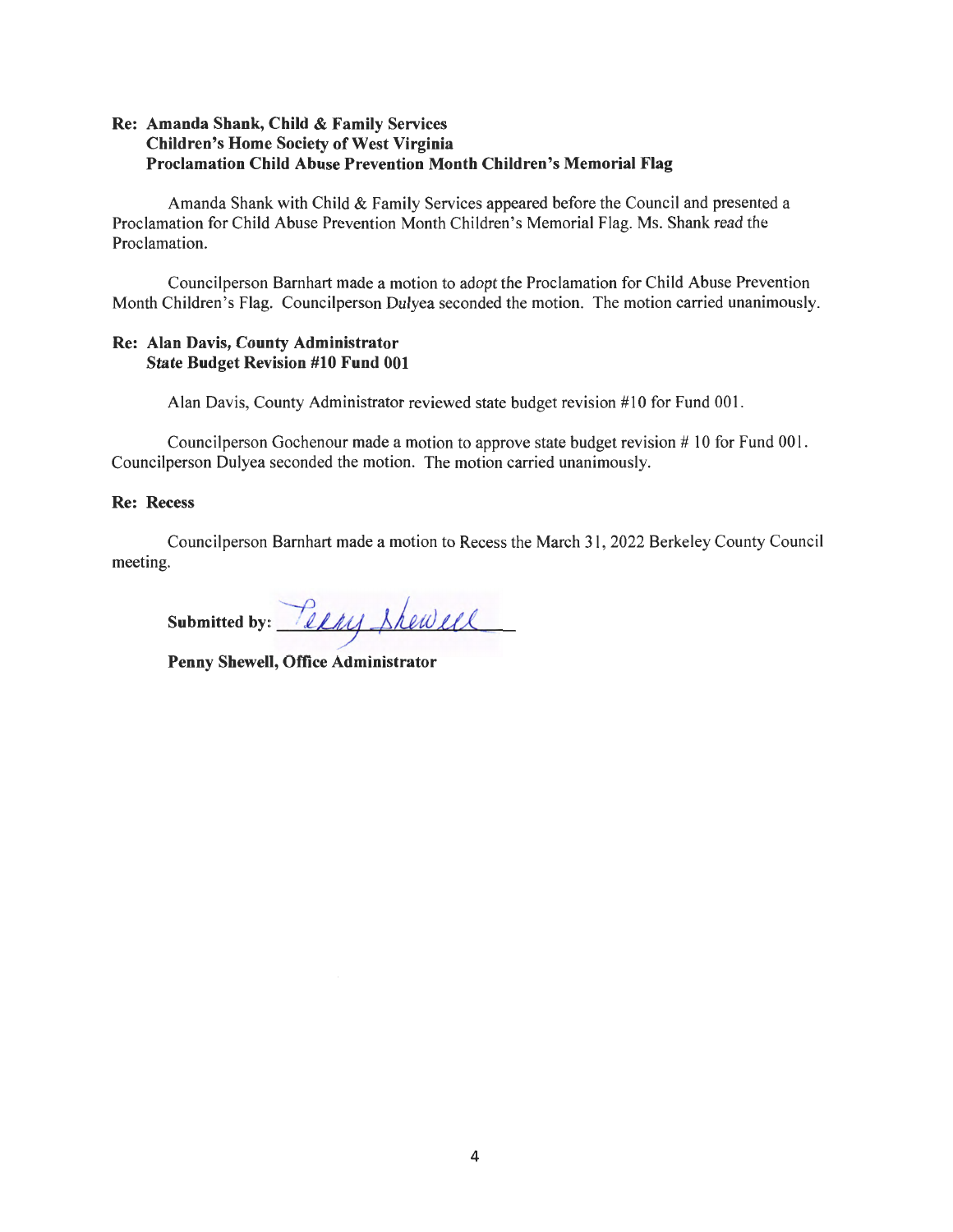**Re: Amanda Shank, Child & Family Services**
**Children's Home Society of West Virginia**
**Proclamation Child Abuse Prevention Month Children's Memorial Flag**

Amanda Shank with Child & Family Services appeared before the Council and presented a Proclamation for Child Abuse Prevention Month Children's Memorial Flag. Ms. Shank read the Proclamation.

Councilperson Barnhart made a motion to adopt the Proclamation for Child Abuse Prevention Month Children's Flag. Councilperson Dulyea seconded the motion. The motion carried unanimously.

**Re: Alan Davis, County Administrator**
**State Budget Revision #10 Fund 001**

Alan Davis, County Administrator reviewed state budget revision #10 for Fund 001.

Councilperson Gochenour made a motion to approve state budget revision # 10 for Fund 001. Councilperson Dulyea seconded the motion. The motion carried unanimously.

**Re: Recess**

Councilperson Barnhart made a motion to Recess the March 31, 2022 Berkeley County Council meeting.

**Submitted by:** Penny Shewell

**Penny Shewell, Office Administrator**